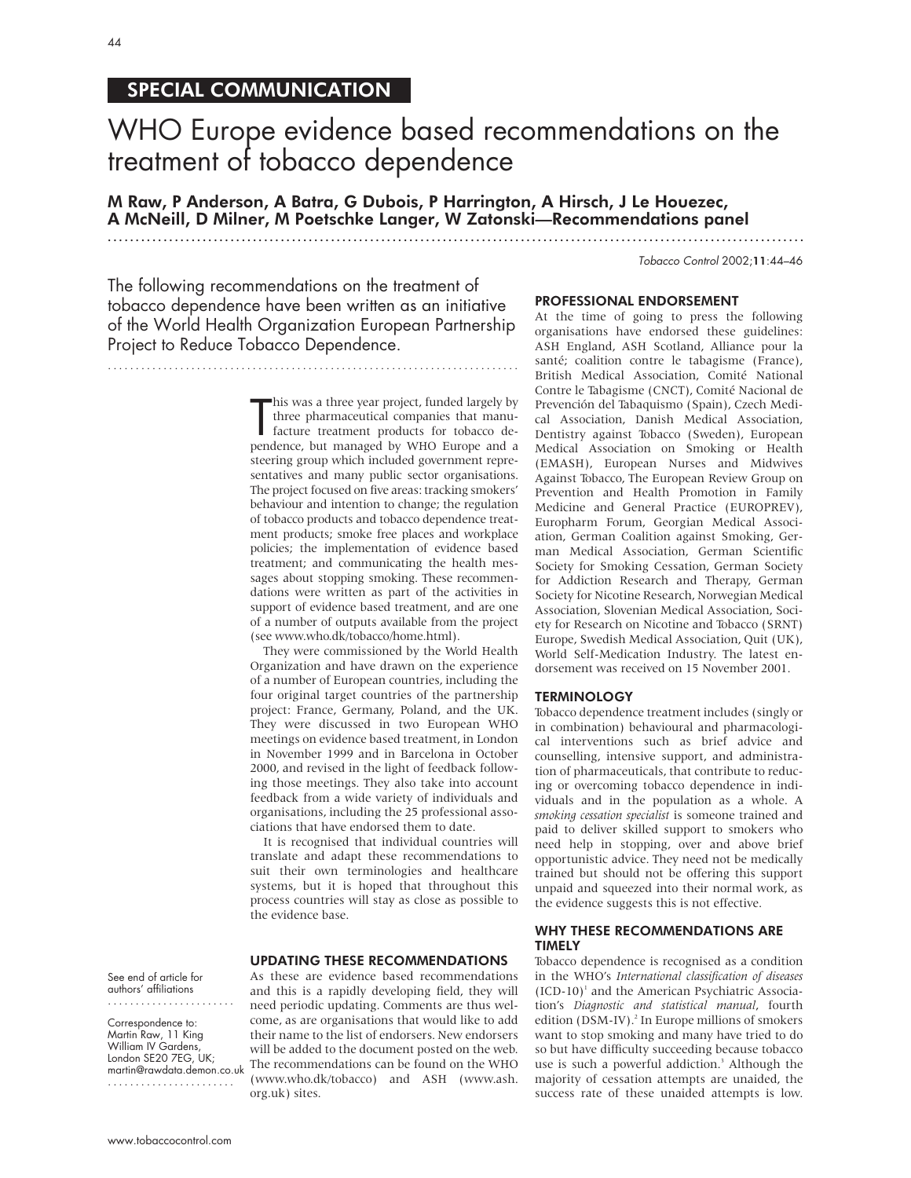## SPECIAL COMMUNICATION

# WHO Europe evidence based recommendations on the treatment of tobacco dependence

**M Raw, P Anderson, A Batra, G Dubois, P Harrington, A Hirsch, J Le Houezec, A McNeill, D Milner, M Poetschke Langer, W Zatonski—Recommendations panel**

The following recommendations on the treatment of tobacco dependence have been written as an initiative of the World Health Organization European Partnership Project to Reduce Tobacco Dependence.

This was a three year project, funded largely by three pharmaceutical companies that manufacture treatment products for tobacco dependence, but managed by WHO Europe and a steering group which included government representatives and many public sector organisations. The project focused on five areas: tracking smokers' behaviour and intention to change; the regulation of tobacco products and tobacco dependence treatment products; smoke free places and workplace policies; the implementation of evidence based treatment; and communicating the health messages about stopping smoking. These recommendations were written as part of the activities in support of evidence based treatment, and are one of a number of outputs available from the project (see www.who.dk/tobacco/home.html).

They were commissioned by the World Health Organization and have drawn on the experience of a number of European countries, including the four original target countries of the partnership project: France, Germany, Poland, and the UK. They were discussed in two European WHO meetings on evidence based treatment, in London in November 1999 and in Barcelona in October 2000, and revised in the light of feedback following those meetings. They also take into account feedback from a wide variety of individuals and organisations, including the 25 professional associations that have endorsed them to date.

It is recognised that individual countries will translate and adapt these recommendations to suit their own terminologies and healthcare systems, but it is hoped that throughout this process countries will stay as close as possible to the evidence base.

See end of article for authors' affiliations

Correspondence to: Martin Raw, 11 King William IV Gardens, London SE20 7EG, UK; martin@rawdata.demon.co.uk

### UPDATING THESE RECOMMENDATIONS

As these are evidence based recommendations and this is a rapidly developing field, they will need periodic updating. Comments are thus welcome, as are organisations that would like to add their name to the list of endorsers. New endorsers will be added to the document posted on the web. The recommendations can be found on the WHO (www.who.dk/tobacco) and ASH (www.ash.org.uk) sites.

### PROFESSIONAL ENDORSEMENT

At the time of going to press the following organisations have endorsed these guidelines: ASH England, ASH Scotland, Alliance pour la santé; coalition contre le tabagisme (France), British Medical Association, Comité National Contre le Tabagisme (CNCT), Comité Nacional de Prevención del Tabaquismo (Spain), Czech Medical Association, Danish Medical Association, Dentistry against Tobacco (Sweden), European Medical Association on Smoking or Health (EMASH), European Nurses and Midwives Against Tobacco, The European Review Group on Prevention and Health Promotion in Family Medicine and General Practice (EUROPREV), Europharm Forum, Georgian Medical Association, German Coalition against Smoking, German Medical Association, German Scientific Society for Smoking Cessation, German Society for Addiction Research and Therapy, German Society for Nicotine Research, Norwegian Medical Association, Slovenian Medical Association, Society for Research on Nicotine and Tobacco (SRNT) Europe, Swedish Medical Association, Quit (UK), World Self-Medication Industry. The latest endorsement was received on 15 November 2001.

### TERMINOLOGY

Tobacco dependence treatment includes (singly or in combination) behavioural and pharmacological interventions such as brief advice and counselling, intensive support, and administration of pharmaceuticals, that contribute to reducing or overcoming tobacco dependence in individuals and in the population as a whole. A *smoking cessation specialist* is someone trained and paid to deliver skilled support to smokers who need help in stopping, over and above brief opportunistic advice. They need not be medically trained but should not be offering this support unpaid and squeezed into their normal work, as the evidence suggests this is not effective.

### WHY THESE RECOMMENDATIONS ARE TIMELY

Tobacco dependence is recognised as a condition in the WHO's *International classification of diseases* (ICD-10)[1] and the American Psychiatric Association's *Diagnostic and statistical manual*, fourth edition (DSM-IV).[2] In Europe millions of smokers want to stop smoking and many have tried to do so but have difficulty succeeding because tobacco use is such a powerful addiction.[3] Although the majority of cessation attempts are unaided, the success rate of these unaided attempts is low.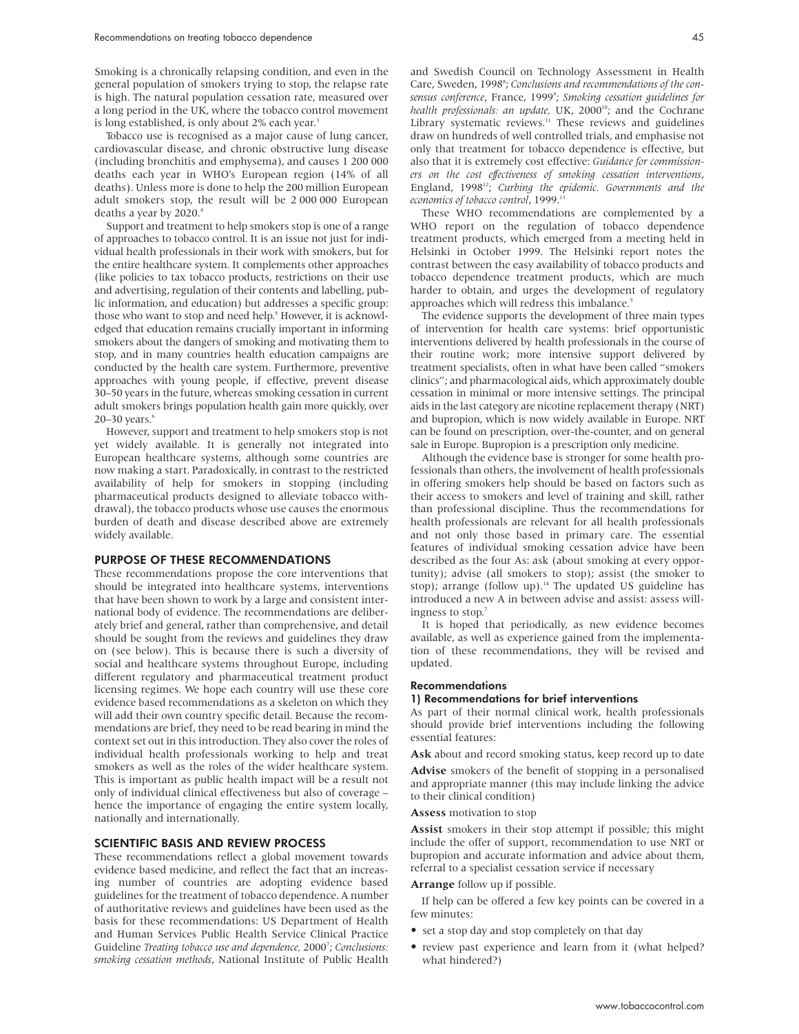Smoking is a chronically relapsing condition, and even in the general population of smokers trying to stop, the relapse rate is high. The natural population cessation rate, measured over a long period in the UK, where the tobacco control movement is long established, is only about 2% each year.[3]

Tobacco use is recognised as a major cause of lung cancer, cardiovascular disease, and chronic obstructive lung disease (including bronchitis and emphysema), and causes 1 200 000 deaths each year in WHO's European region (14% of all deaths). Unless more is done to help the 200 million European adult smokers stop, the result will be 2 000 000 European deaths a year by 2020.[4]

Support and treatment to help smokers stop is one of a range of approaches to tobacco control. It is an issue not just for individual health professionals in their work with smokers, but for the entire healthcare system. It complements other approaches (like policies to tax tobacco products, restrictions on their use and advertising, regulation of their contents and labelling, public information, and education) but addresses a specific group: those who want to stop and need help.[5] However, it is acknowledged that education remains crucially important in informing smokers about the dangers of smoking and motivating them to stop, and in many countries health education campaigns are conducted by the health care system. Furthermore, preventive approaches with young people, if effective, prevent disease 30–50 years in the future, whereas smoking cessation in current adult smokers brings population health gain more quickly, over 20–30 years.[6]

However, support and treatment to help smokers stop is not yet widely available. It is generally not integrated into European healthcare systems, although some countries are now making a start. Paradoxically, in contrast to the restricted availability of help for smokers in stopping (including pharmaceutical products designed to alleviate tobacco withdrawal), the tobacco products whose use causes the enormous burden of death and disease described above are extremely widely available.

## PURPOSE OF THESE RECOMMENDATIONS

These recommendations propose the core interventions that should be integrated into healthcare systems, interventions that have been shown to work by a large and consistent international body of evidence. The recommendations are deliberately brief and general, rather than comprehensive, and detail should be sought from the reviews and guidelines they draw on (see below). This is because there is such a diversity of social and healthcare systems throughout Europe, including different regulatory and pharmaceutical treatment product licensing regimes. We hope each country will use these core evidence based recommendations as a skeleton on which they will add their own country specific detail. Because the recommendations are brief, they need to be read bearing in mind the context set out in this introduction. They also cover the roles of individual health professionals working to help and treat smokers as well as the roles of the wider healthcare system. This is important as public health impact will be a result not only of individual clinical effectiveness but also of coverage – hence the importance of engaging the entire system locally, nationally and internationally.

## SCIENTIFIC BASIS AND REVIEW PROCESS

These recommendations reflect a global movement towards evidence based medicine, and reflect the fact that an increasing number of countries are adopting evidence based guidelines for the treatment of tobacco dependence. A number of authoritative reviews and guidelines have been used as the basis for these recommendations: US Department of Health and Human Services Public Health Service Clinical Practice Guideline *Treating tobacco use and dependence,* 2000[7]; *Conclusions: smoking cessation methods*, National Institute of Public Health and Swedish Council on Technology Assessment in Health Care, Sweden, 1998[8]; *Conclusions and recommendations of the consensus conference*, France, 1999[9]; *Smoking cessation guidelines for health professionals: an update,* UK, 2000[10]; and the Cochrane Library systematic reviews.[11] These reviews and guidelines draw on hundreds of well controlled trials, and emphasise not only that treatment for tobacco dependence is effective, but also that it is extremely cost effective: *Guidance for commissioners on the cost effectiveness of smoking cessation interventions*, England, 1998[12]; *Curbing the epidemic. Governments and the economics of tobacco control*, 1999.[13]

These WHO recommendations are complemented by a WHO report on the regulation of tobacco dependence treatment products, which emerged from a meeting held in Helsinki in October 1999. The Helsinki report notes the contrast between the easy availability of tobacco products and tobacco dependence treatment products, which are much harder to obtain, and urges the development of regulatory approaches which will redress this imbalance.[5]

The evidence supports the development of three main types of intervention for health care systems: brief opportunistic interventions delivered by health professionals in the course of their routine work; more intensive support delivered by treatment specialists, often in what have been called "smokers clinics"; and pharmacological aids, which approximately double cessation in minimal or more intensive settings. The principal aids in the last category are nicotine replacement therapy (NRT) and bupropion, which is now widely available in Europe. NRT can be found on prescription, over-the-counter, and on general sale in Europe. Bupropion is a prescription only medicine.

Although the evidence base is stronger for some health professionals than others, the involvement of health professionals in offering smokers help should be based on factors such as their access to smokers and level of training and skill, rather than professional discipline. Thus the recommendations for health professionals are relevant for all health professionals and not only those based in primary care. The essential features of individual smoking cessation advice have been described as the four As: ask (about smoking at every opportunity); advise (all smokers to stop); assist (the smoker to stop); arrange (follow up).[14] The updated US guideline has introduced a new A in between advise and assist: assess willingness to stop.[7]

It is hoped that periodically, as new evidence becomes available, as well as experience gained from the implementation of these recommendations, they will be revised and updated.

### Recommendations

#### 1) Recommendations for brief interventions

As part of their normal clinical work, health professionals should provide brief interventions including the following essential features:

**Ask** about and record smoking status, keep record up to date

**Advise** smokers of the benefit of stopping in a personalised and appropriate manner (this may include linking the advice to their clinical condition)

**Assess** motivation to stop

**Assist** smokers in their stop attempt if possible; this might include the offer of support, recommendation to use NRT or bupropion and accurate information and advice about them, referral to a specialist cessation service if necessary

**Arrange** follow up if possible.

If help can be offered a few key points can be covered in a few minutes:

- set a stop day and stop completely on that day
- review past experience and learn from it (what helped? what hindered?)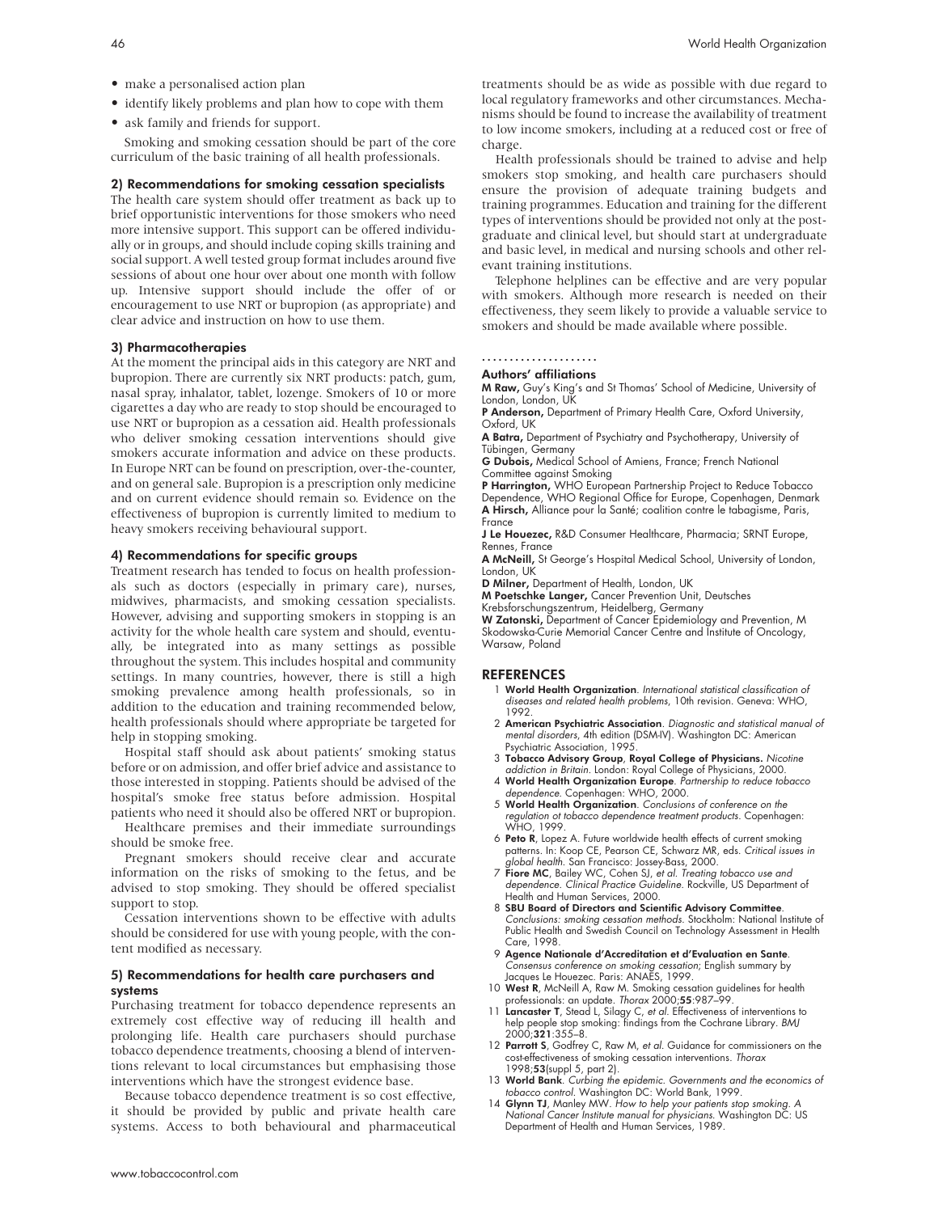- make a personalised action plan
- identify likely problems and plan how to cope with them
- ask family and friends for support.

Smoking and smoking cessation should be part of the core curriculum of the basic training of all health professionals.

### 2) Recommendations for smoking cessation specialists

The health care system should offer treatment as back up to brief opportunistic interventions for those smokers who need more intensive support. This support can be offered individually or in groups, and should include coping skills training and social support. A well tested group format includes around five sessions of about one hour over about one month with follow up. Intensive support should include the offer of or encouragement to use NRT or bupropion (as appropriate) and clear advice and instruction on how to use them.

### 3) Pharmacotherapies

At the moment the principal aids in this category are NRT and bupropion. There are currently six NRT products: patch, gum, nasal spray, inhalator, tablet, lozenge. Smokers of 10 or more cigarettes a day who are ready to stop should be encouraged to use NRT or bupropion as a cessation aid. Health professionals who deliver smoking cessation interventions should give smokers accurate information and advice on these products. In Europe NRT can be found on prescription, over-the-counter, and on general sale. Bupropion is a prescription only medicine and on current evidence should remain so. Evidence on the effectiveness of bupropion is currently limited to medium to heavy smokers receiving behavioural support.

### 4) Recommendations for specific groups

Treatment research has tended to focus on health professionals such as doctors (especially in primary care), nurses, midwives, pharmacists, and smoking cessation specialists. However, advising and supporting smokers in stopping is an activity for the whole health care system and should, eventually, be integrated into as many settings as possible throughout the system. This includes hospital and community settings. In many countries, however, there is still a high smoking prevalence among health professionals, so in addition to the education and training recommended below, health professionals should where appropriate be targeted for help in stopping smoking.

Hospital staff should ask about patients' smoking status before or on admission, and offer brief advice and assistance to those interested in stopping. Patients should be advised of the hospital's smoke free status before admission. Hospital patients who need it should also be offered NRT or bupropion.

Healthcare premises and their immediate surroundings should be smoke free.

Pregnant smokers should receive clear and accurate information on the risks of smoking to the fetus, and be advised to stop smoking. They should be offered specialist support to stop.

Cessation interventions shown to be effective with adults should be considered for use with young people, with the content modified as necessary.

### 5) Recommendations for health care purchasers and systems

Purchasing treatment for tobacco dependence represents an extremely cost effective way of reducing ill health and prolonging life. Health care purchasers should purchase tobacco dependence treatments, choosing a blend of interventions relevant to local circumstances but emphasising those interventions which have the strongest evidence base.

Because tobacco dependence treatment is so cost effective, it should be provided by public and private health care systems. Access to both behavioural and pharmaceutical treatments should be as wide as possible with due regard to local regulatory frameworks and other circumstances. Mechanisms should be found to increase the availability of treatment to low income smokers, including at a reduced cost or free of charge.

Health professionals should be trained to advise and help smokers stop smoking, and health care purchasers should ensure the provision of adequate training budgets and training programmes. Education and training for the different types of interventions should be provided not only at the postgraduate and clinical level, but should start at undergraduate and basic level, in medical and nursing schools and other relevant training institutions.

Telephone helplines can be effective and are very popular with smokers. Although more research is needed on their effectiveness, they seem likely to provide a valuable service to smokers and should be made available where possible.

### Authors' affiliations

**M Raw,** Guy's King's and St Thomas' School of Medicine, University of London, London, UK

**P Anderson,** Department of Primary Health Care, Oxford University, Oxford, UK

**A Batra,** Department of Psychiatry and Psychotherapy, University of Tübingen, Germany

**G Dubois,** Medical School of Amiens, France; French National Committee against Smoking

**P Harrington,** WHO European Partnership Project to Reduce Tobacco Dependence, WHO Regional Office for Europe, Copenhagen, Denmark

**A Hirsch,** Alliance pour la Santé; coalition contre le tabagisme, Paris, France

**J Le Houezec,** R&D Consumer Healthcare, Pharmacia; SRNT Europe, Rennes, France

**A McNeill,** St George's Hospital Medical School, University of London, London, UK

**D Milner,** Department of Health, London, UK

**M Poetschke Langer,** Cancer Prevention Unit, Deutsches Krebsforschungszentrum, Heidelberg, Germany

**W Zatonski,** Department of Cancer Epidemiology and Prevention, M Skodowska-Curie Memorial Cancer Centre and Institute of Oncology, Warsaw, Poland

## REFERENCES

1. **World Health Organization**. *International statistical classification of diseases and related health problems*, 10th revision. Geneva: WHO, 1992.
2. **American Psychiatric Association**. *Diagnostic and statistical manual of mental disorders*, 4th edition (DSM-IV). Washington DC: American Psychiatric Association, 1995.
3. **Tobacco Advisory Group**, **Royal College of Physicians.** *Nicotine addiction in Britain*. London: Royal College of Physicians, 2000.
4. **World Health Organization Europe**. *Partnership to reduce tobacco dependence*. Copenhagen: WHO, 2000.
5. **World Health Organization**. *Conclusions of conference on the regulation ot tobacco dependence treatment products*. Copenhagen: WHO, 1999.
6. **Peto R**, Lopez A. Future worldwide health effects of current smoking patterns. In: Koop CE, Pearson CE, Schwarz MR, eds. *Critical issues in global health*. San Francisco: Jossey-Bass, 2000.
7. **Fiore MC**, Bailey WC, Cohen SJ, *et al*. *Treating tobacco use and dependence. Clinical Practice Guideline*. Rockville, US Department of Health and Human Services, 2000.
8. **SBU Board of Directors and Scientific Advisory Committee**. *Conclusions: smoking cessation methods*. Stockholm: National Institute of Public Health and Swedish Council on Technology Assessment in Health Care, 1998.
9. **Agence Nationale d'Accreditation et d'Evaluation en Sante**. *Consensus conference on smoking cessation*; English summary by Jacques Le Houezec. Paris: ANAES, 1999.
10. **West R**, McNeill A, Raw M. Smoking cessation guidelines for health professionals: an update. *Thorax* 2000;**55**:987–99.
11. **Lancaster T**, Stead L, Silagy C, *et al*. Effectiveness of interventions to help people stop smoking: findings from the Cochrane Library. *BMJ* 2000;**321**:355–8.
12. **Parrott S**, Godfrey C, Raw M, *et al*. Guidance for commissioners on the cost-effectiveness of smoking cessation interventions. *Thorax* 1998;**53**(suppl 5, part 2).
13. **World Bank**. *Curbing the epidemic. Governments and the economics of tobacco control*. Washington DC: World Bank, 1999.
14. **Glynn TJ**, Manley MW. *How to help your patients stop smoking. A National Cancer Institute manual for physicians*. Washington DC: US Department of Health and Human Services, 1989.